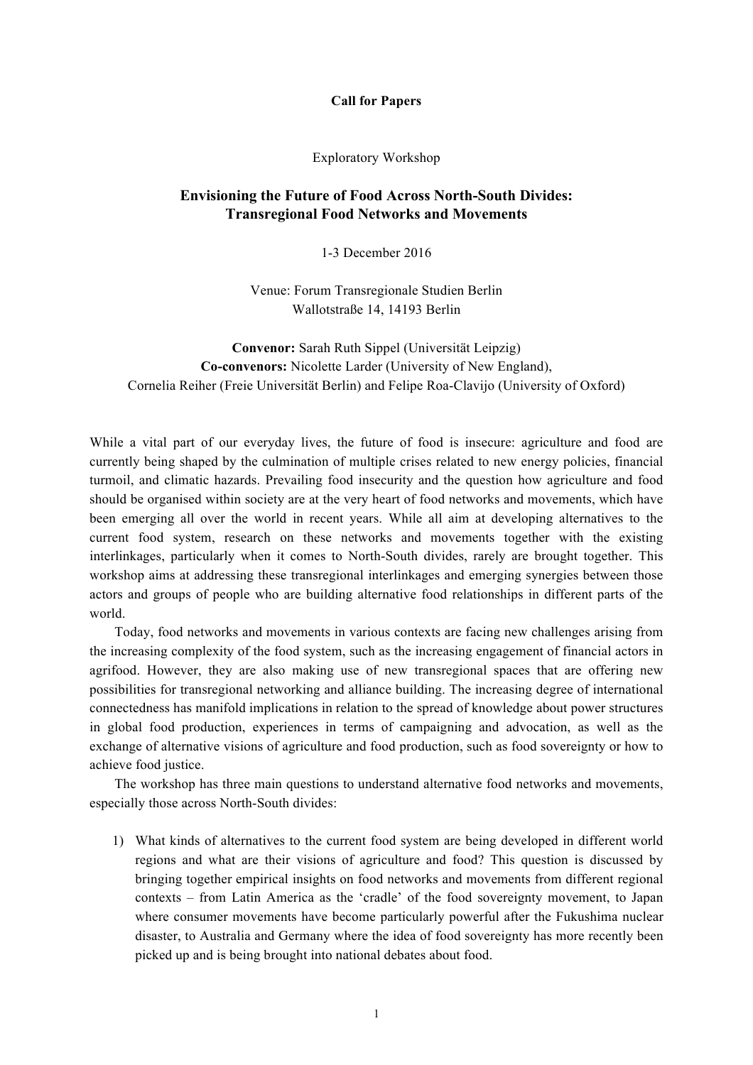**Call for Papers**

Exploratory Workshop

# Envisioning the Future of Food Across North-South Divides: Transregional Food Networks and Movements

1-3 December 2016

Venue: Forum Transregionale Studien Berlin
Wallotstraße 14, 14193 Berlin

**Convenor:** Sarah Ruth Sippel (Universität Leipzig)
**Co-convenors:** Nicolette Larder (University of New England),
Cornelia Reiher (Freie Universität Berlin) and Felipe Roa-Clavijo (University of Oxford)

While a vital part of our everyday lives, the future of food is insecure: agriculture and food are currently being shaped by the culmination of multiple crises related to new energy policies, financial turmoil, and climatic hazards. Prevailing food insecurity and the question how agriculture and food should be organised within society are at the very heart of food networks and movements, which have been emerging all over the world in recent years. While all aim at developing alternatives to the current food system, research on these networks and movements together with the existing interlinkages, particularly when it comes to North-South divides, rarely are brought together. This workshop aims at addressing these transregional interlinkages and emerging synergies between those actors and groups of people who are building alternative food relationships in different parts of the world.

Today, food networks and movements in various contexts are facing new challenges arising from the increasing complexity of the food system, such as the increasing engagement of financial actors in agrifood. However, they are also making use of new transregional spaces that are offering new possibilities for transregional networking and alliance building. The increasing degree of international connectedness has manifold implications in relation to the spread of knowledge about power structures in global food production, experiences in terms of campaigning and advocation, as well as the exchange of alternative visions of agriculture and food production, such as food sovereignty or how to achieve food justice.

The workshop has three main questions to understand alternative food networks and movements, especially those across North-South divides:

1) What kinds of alternatives to the current food system are being developed in different world regions and what are their visions of agriculture and food? This question is discussed by bringing together empirical insights on food networks and movements from different regional contexts – from Latin America as the 'cradle' of the food sovereignty movement, to Japan where consumer movements have become particularly powerful after the Fukushima nuclear disaster, to Australia and Germany where the idea of food sovereignty has more recently been picked up and is being brought into national debates about food.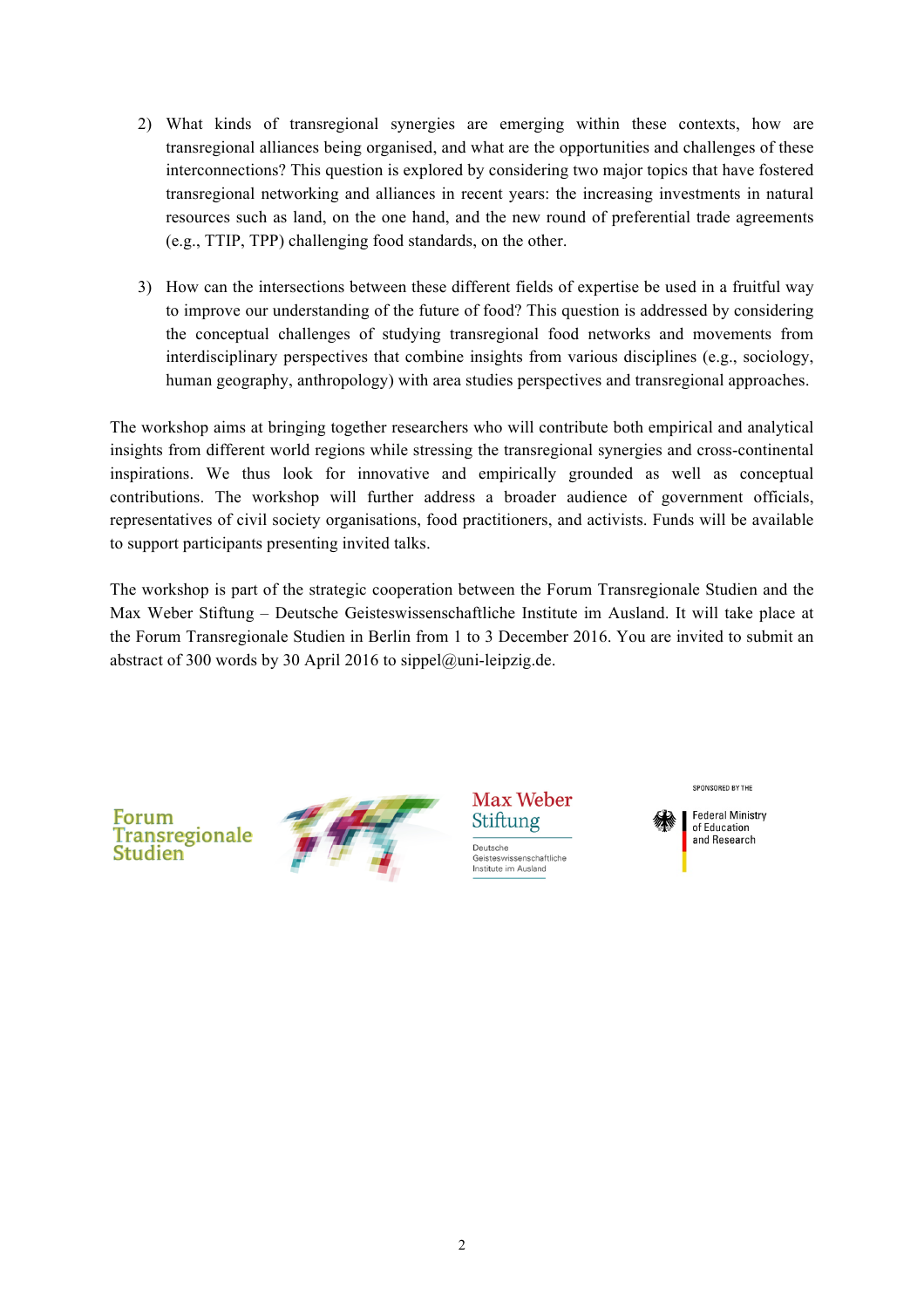2) What kinds of transregional synergies are emerging within these contexts, how are transregional alliances being organised, and what are the opportunities and challenges of these interconnections? This question is explored by considering two major topics that have fostered transregional networking and alliances in recent years: the increasing investments in natural resources such as land, on the one hand, and the new round of preferential trade agreements (e.g., TTIP, TPP) challenging food standards, on the other.

3) How can the intersections between these different fields of expertise be used in a fruitful way to improve our understanding of the future of food? This question is addressed by considering the conceptual challenges of studying transregional food networks and movements from interdisciplinary perspectives that combine insights from various disciplines (e.g., sociology, human geography, anthropology) with area studies perspectives and transregional approaches.

The workshop aims at bringing together researchers who will contribute both empirical and analytical insights from different world regions while stressing the transregional synergies and cross-continental inspirations. We thus look for innovative and empirically grounded as well as conceptual contributions. The workshop will further address a broader audience of government officials, representatives of civil society organisations, food practitioners, and activists. Funds will be available to support participants presenting invited talks.

The workshop is part of the strategic cooperation between the Forum Transregionale Studien and the Max Weber Stiftung – Deutsche Geisteswissenschaftliche Institute im Ausland. It will take place at the Forum Transregionale Studien in Berlin from 1 to 3 December 2016. You are invited to submit an abstract of 300 words by 30 April 2016 to sippel@uni-leipzig.de.

Forum Transregionale Studien

Max Weber Stiftung
Deutsche Geisteswissenschaftliche Institute im Ausland

SPONSORED BY THE
Federal Ministry of Education and Research